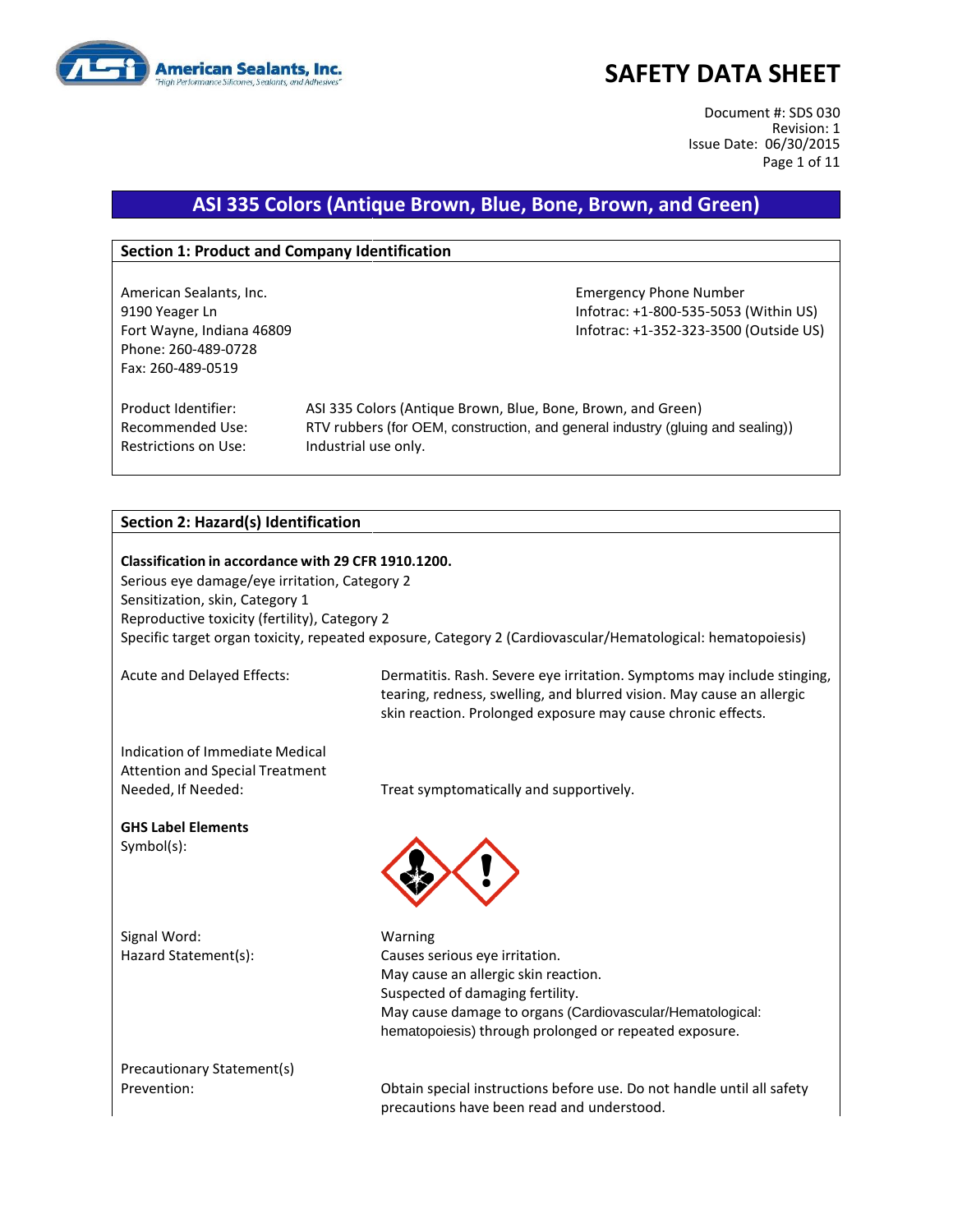# SAFETY DATA SHEET

Document #: SDS 030
Revision: 1
Issue Date: 06/30/2015

## ASI 335 Colors (Antique Brown, Blue, Bone, Brown, and Green)

### Section 1: Product and Company Identification

American Sealants, Inc.
9190 Yeager Ln
Fort Wayne, Indiana 46809
Phone: 260-489-0728
Fax: 260-489-0519

Emergency Phone Number
Infotrac: +1-800-535-5053 (Within US)
Infotrac: +1-352-323-3500 (Outside US)

| | |
|---|---|
| Product Identifier: | ASI 335 Colors (Antique Brown, Blue, Bone, Brown, and Green) |
| Recommended Use: | RTV rubbers (for OEM, construction, and general industry (gluing and sealing)) |
| Restrictions on Use: | Industrial use only. |

### Section 2: Hazard(s) Identification

**Classification in accordance with 29 CFR 1910.1200.**
Serious eye damage/eye irritation, Category 2
Sensitization, skin, Category 1
Reproductive toxicity (fertility), Category 2
Specific target organ toxicity, repeated exposure, Category 2 (Cardiovascular/Hematological: hematopoiesis)

Acute and Delayed Effects: Dermatitis. Rash. Severe eye irritation. Symptoms may include stinging, tearing, redness, swelling, and blurred vision. May cause an allergic skin reaction. Prolonged exposure may cause chronic effects.

Indication of Immediate Medical Attention and Special Treatment Needed, If Needed: Treat symptomatically and supportively.

**GHS Label Elements**
Symbol(s):

Signal Word: Warning

Hazard Statement(s):
Causes serious eye irritation.
May cause an allergic skin reaction.
Suspected of damaging fertility.
May cause damage to organs (Cardiovascular/Hematological: hematopoiesis) through prolonged or repeated exposure.

Precautionary Statement(s)
Prevention: Obtain special instructions before use. Do not handle until all safety precautions have been read and understood.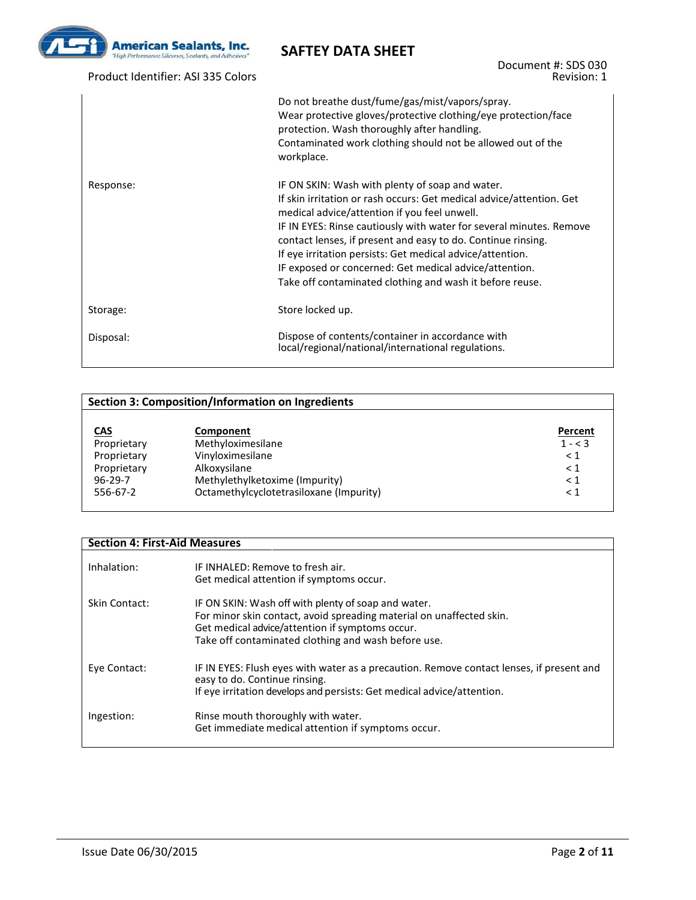| | |
|---|---|
| | Do not breathe dust/fume/gas/mist/vapors/spray.<br>Wear protective gloves/protective clothing/eye protection/face protection. Wash thoroughly after handling.<br>Contaminated work clothing should not be allowed out of the workplace. |
| Response: | IF ON SKIN: Wash with plenty of soap and water.<br>If skin irritation or rash occurs: Get medical advice/attention. Get medical advice/attention if you feel unwell.<br>IF IN EYES: Rinse cautiously with water for several minutes. Remove contact lenses, if present and easy to do. Continue rinsing.<br>If eye irritation persists: Get medical advice/attention.<br>IF exposed or concerned: Get medical advice/attention.<br>Take off contaminated clothing and wash it before reuse. |
| Storage: | Store locked up. |
| Disposal: | Dispose of contents/container in accordance with local/regional/national/international regulations. |

## Section 3: Composition/Information on Ingredients

| CAS | Component | Percent |
|---|---|---|
| Proprietary | Methyloximesilane | 1 - < 3 |
| Proprietary | Vinyloximesilane | < 1 |
| Proprietary | Alkoxysilane | < 1 |
| 96-29-7 | Methylethylketoxime (Impurity) | < 1 |
| 556-67-2 | Octamethylcyclotetrasiloxane (Impurity) | < 1 |

## Section 4: First-Aid Measures

| | |
|---|---|
| Inhalation: | IF INHALED: Remove to fresh air.<br>Get medical attention if symptoms occur. |
| Skin Contact: | IF ON SKIN: Wash off with plenty of soap and water.<br>For minor skin contact, avoid spreading material on unaffected skin.<br>Get medical advice/attention if symptoms occur.<br>Take off contaminated clothing and wash before use. |
| Eye Contact: | IF IN EYES: Flush eyes with water as a precaution. Remove contact lenses, if present and easy to do. Continue rinsing.<br>If eye irritation develops and persists: Get medical advice/attention. |
| Ingestion: | Rinse mouth thoroughly with water.<br>Get immediate medical attention if symptoms occur. |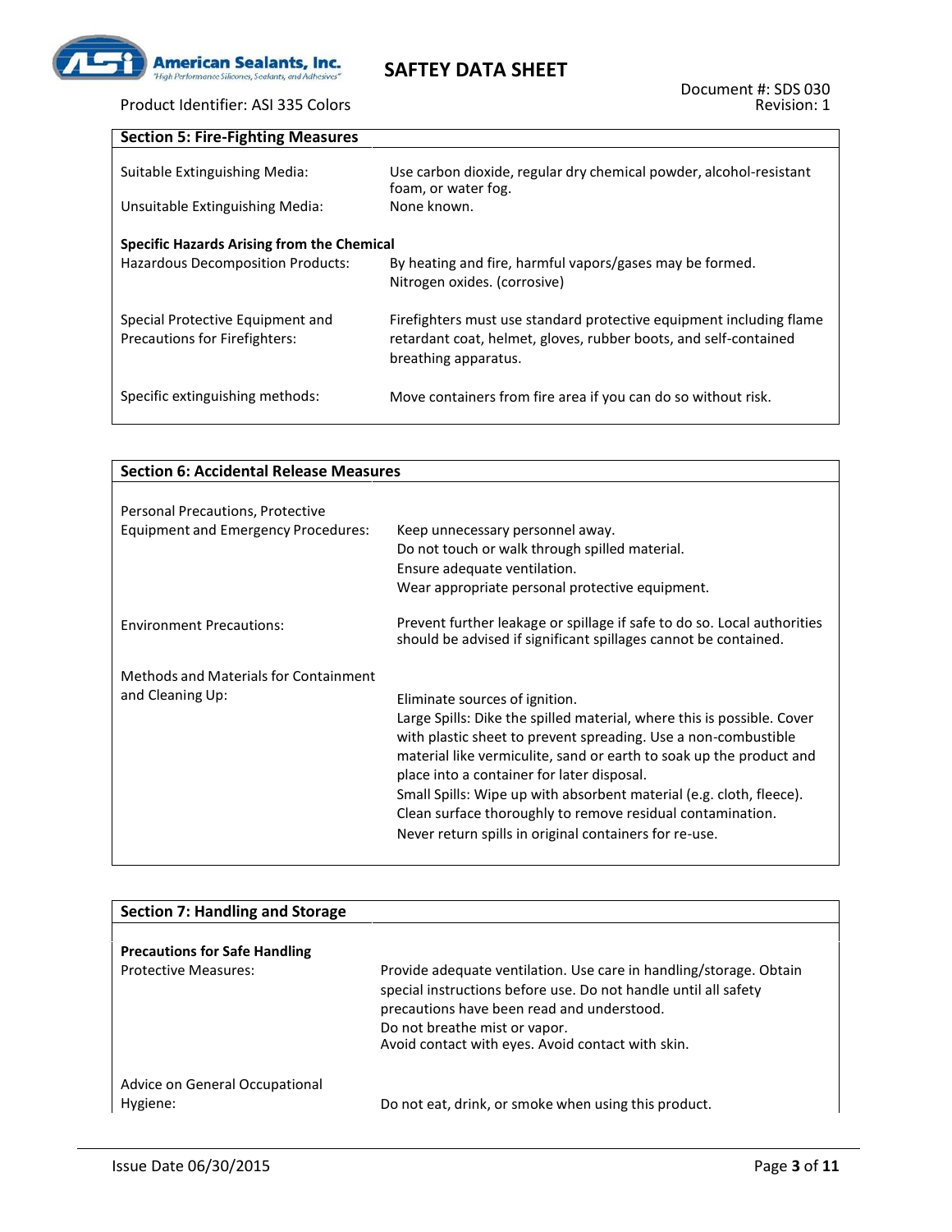## Section 5: Fire-Fighting Measures

| | |
|---|---|
| Suitable Extinguishing Media: | Use carbon dioxide, regular dry chemical powder, alcohol-resistant foam, or water fog. |
| Unsuitable Extinguishing Media: | None known. |

**Specific Hazards Arising from the Chemical**

| | |
|---|---|
| Hazardous Decomposition Products: | By heating and fire, harmful vapors/gases may be formed. Nitrogen oxides. (corrosive) |
| Special Protective Equipment and Precautions for Firefighters: | Firefighters must use standard protective equipment including flame retardant coat, helmet, gloves, rubber boots, and self-contained breathing apparatus. |
| Specific extinguishing methods: | Move containers from fire area if you can do so without risk. |

## Section 6: Accidental Release Measures

| | |
|---|---|
| Personal Precautions, Protective Equipment and Emergency Procedures: | Keep unnecessary personnel away.<br>Do not touch or walk through spilled material.<br>Ensure adequate ventilation.<br>Wear appropriate personal protective equipment. |
| Environment Precautions: | Prevent further leakage or spillage if safe to do so. Local authorities should be advised if significant spillages cannot be contained. |
| Methods and Materials for Containment and Cleaning Up: | Eliminate sources of ignition.<br>Large Spills: Dike the spilled material, where this is possible. Cover with plastic sheet to prevent spreading. Use a non-combustible material like vermiculite, sand or earth to soak up the product and place into a container for later disposal.<br>Small Spills: Wipe up with absorbent material (e.g. cloth, fleece). Clean surface thoroughly to remove residual contamination.<br>Never return spills in original containers for re-use. |

## Section 7: Handling and Storage

**Precautions for Safe Handling**

| | |
|---|---|
| Protective Measures: | Provide adequate ventilation. Use care in handling/storage. Obtain special instructions before use. Do not handle until all safety precautions have been read and understood.<br>Do not breathe mist or vapor.<br>Avoid contact with eyes. Avoid contact with skin. |
| Advice on General Occupational Hygiene: | Do not eat, drink, or smoke when using this product. |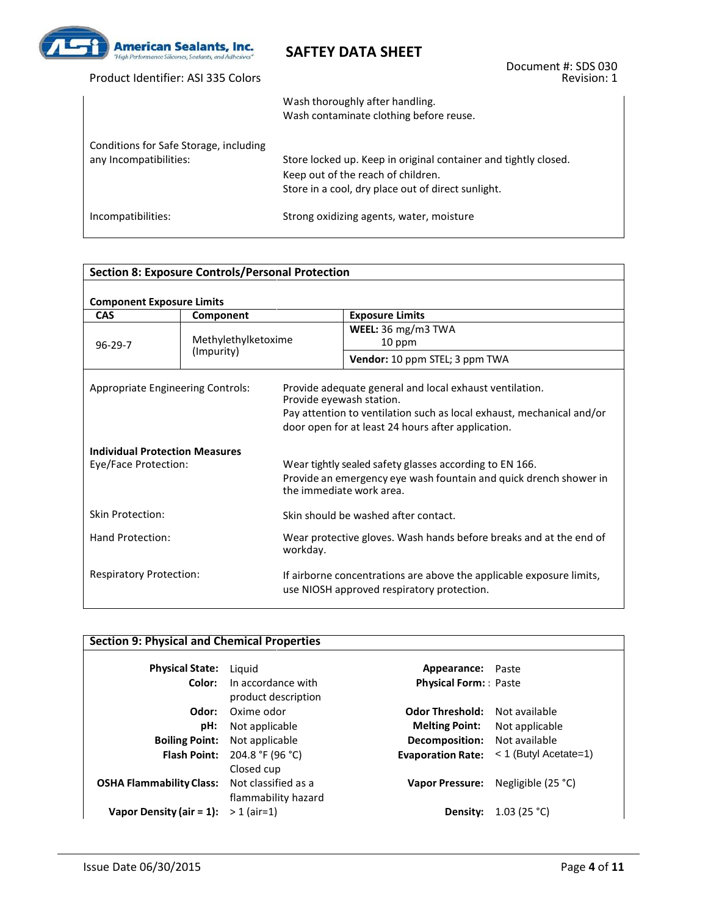Wash thoroughly after handling.
Wash contaminate clothing before reuse.

Conditions for Safe Storage, including any Incompatibilities: Store locked up. Keep in original container and tightly closed.
Keep out of the reach of children.
Store in a cool, dry place out of direct sunlight.

Incompatibilities: Strong oxidizing agents, water, moisture

## Section 8: Exposure Controls/Personal Protection

**Component Exposure Limits**

| CAS | Component | Exposure Limits |
|---|---|---|
| 96-29-7 | Methylethylketoxime (Impurity) | **WEEL:** 36 mg/m3 TWA 10 ppm |
| | | **Vendor:** 10 ppm STEL; 3 ppm TWA |

Appropriate Engineering Controls: Provide adequate general and local exhaust ventilation.
Provide eyewash station.
Pay attention to ventilation such as local exhaust, mechanical and/or door open for at least 24 hours after application.

**Individual Protection Measures**

Eye/Face Protection: Wear tightly sealed safety glasses according to EN 166.
Provide an emergency eye wash fountain and quick drench shower in the immediate work area.

Skin Protection: Skin should be washed after contact.

Hand Protection: Wear protective gloves. Wash hands before breaks and at the end of workday.

Respiratory Protection: If airborne concentrations are above the applicable exposure limits, use NIOSH approved respiratory protection.

## Section 9: Physical and Chemical Properties

| Property | Value | Property | Value |
|---|---|---|---|
| **Physical State:** | Liquid | **Appearance:** | Paste |
| **Color:** | In accordance with product description | **Physical Form:** | Paste |
| **Odor:** | Oxime odor | **Odor Threshold:** | Not available |
| **pH:** | Not applicable | **Melting Point:** | Not applicable |
| **Boiling Point:** | Not applicable | **Decomposition:** | Not available |
| **Flash Point:** | 204.8 °F (96 °C) Closed cup | **Evaporation Rate:** | < 1 (Butyl Acetate=1) |
| **OSHA Flammability Class:** | Not classified as a flammability hazard | **Vapor Pressure:** | Negligible (25 °C) |
| **Vapor Density (air = 1):** | > 1 (air=1) | **Density:** | 1.03 (25 °C) |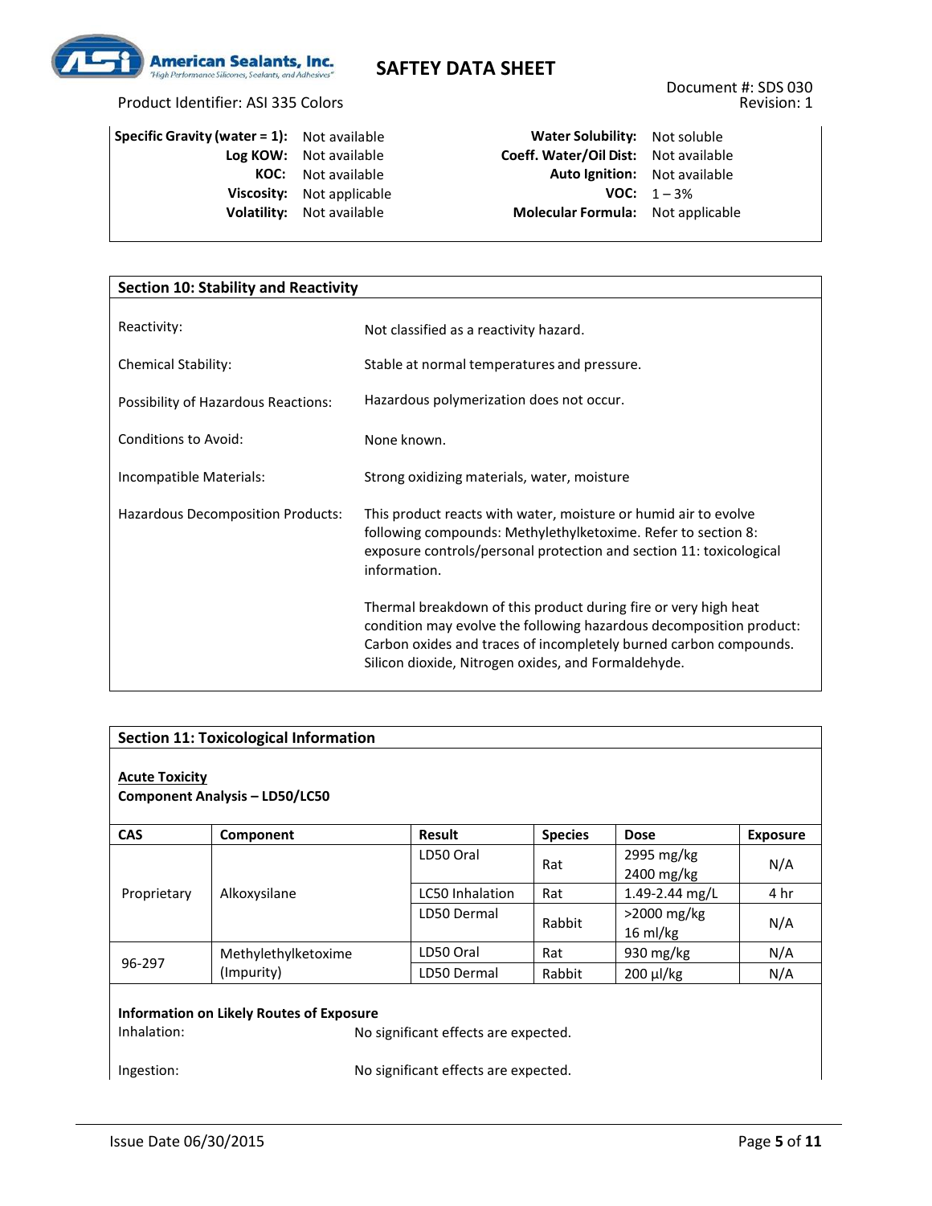| | | | |
|---|---|---|---|
| **Specific Gravity (water = 1):** | Not available | **Water Solubility:** | Not soluble |
| **Log KOW:** | Not available | **Coeff. Water/Oil Dist:** | Not available |
| **KOC:** | Not available | **Auto Ignition:** | Not available |
| **Viscosity:** | Not applicable | **VOC:** | 1 – 3% |
| **Volatility:** | Not available | **Molecular Formula:** | Not applicable |

## Section 10: Stability and Reactivity

| | |
|---|---|
| Reactivity: | Not classified as a reactivity hazard. |
| Chemical Stability: | Stable at normal temperatures and pressure. |
| Possibility of Hazardous Reactions: | Hazardous polymerization does not occur. |
| Conditions to Avoid: | None known. |
| Incompatible Materials: | Strong oxidizing materials, water, moisture |
| Hazardous Decomposition Products: | This product reacts with water, moisture or humid air to evolve following compounds: Methylethylketoxime. Refer to section 8: exposure controls/personal protection and section 11: toxicological information.<br><br>Thermal breakdown of this product during fire or very high heat condition may evolve the following hazardous decomposition product: Carbon oxides and traces of incompletely burned carbon compounds. Silicon dioxide, Nitrogen oxides, and Formaldehyde. |

## Section 11: Toxicological Information

**Acute Toxicity**

**Component Analysis – LD50/LC50**

| CAS | Component | Result | Species | Dose | Exposure |
|---|---|---|---|---|---|
| Proprietary | Alkoxysilane | LD50 Oral | Rat | 2995 mg/kg<br>2400 mg/kg | N/A |
| | | LC50 Inhalation | Rat | 1.49-2.44 mg/L | 4 hr |
| | | LD50 Dermal | Rabbit | >2000 mg/kg<br>16 ml/kg | N/A |
| 96-297 | Methylethylketoxime (Impurity) | LD50 Oral | Rat | 930 mg/kg | N/A |
| | | LD50 Dermal | Rabbit | 200 µl/kg | N/A |

**Information on Likely Routes of Exposure**

| | |
|---|---|
| Inhalation: | No significant effects are expected. |
| Ingestion: | No significant effects are expected. |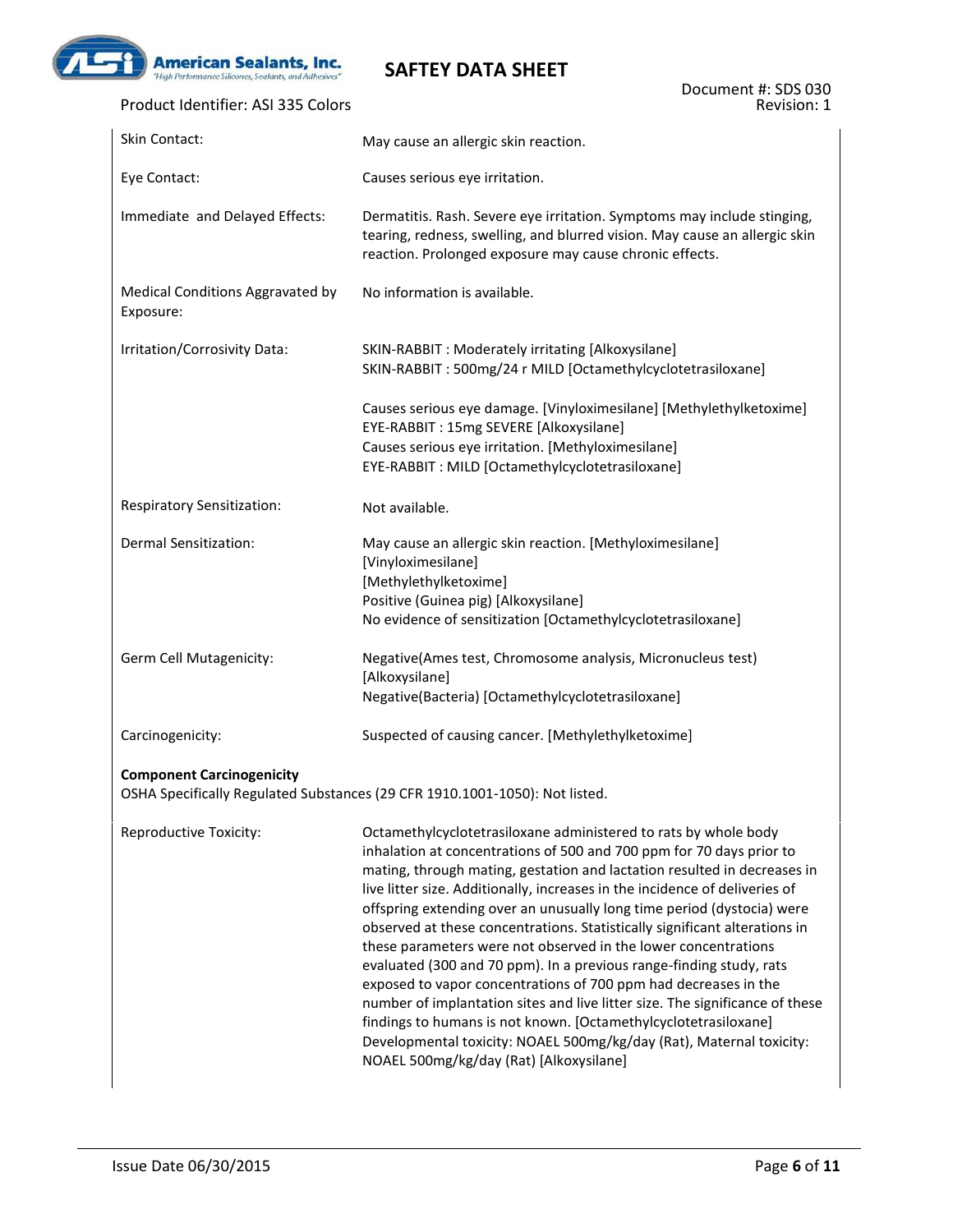| | |
|---|---|
| Skin Contact: | May cause an allergic skin reaction. |
| Eye Contact: | Causes serious eye irritation. |
| Immediate and Delayed Effects: | Dermatitis. Rash. Severe eye irritation. Symptoms may include stinging, tearing, redness, swelling, and blurred vision. May cause an allergic skin reaction. Prolonged exposure may cause chronic effects. |
| Medical Conditions Aggravated by Exposure: | No information is available. |
| Irritation/Corrosivity Data: | SKIN-RABBIT : Moderately irritating [Alkoxysilane]<br>SKIN-RABBIT : 500mg/24 r MILD [Octamethylcyclotetrasiloxane]<br><br>Causes serious eye damage. [Vinyloximesilane] [Methylethylketoxime]<br>EYE-RABBIT : 15mg SEVERE [Alkoxysilane]<br>Causes serious eye irritation. [Methyloximesilane]<br>EYE-RABBIT : MILD [Octamethylcyclotetrasiloxane] |
| Respiratory Sensitization: | Not available. |
| Dermal Sensitization: | May cause an allergic skin reaction. [Methyloximesilane]<br>[Vinyloximesilane]<br>[Methylethylketoxime]<br>Positive (Guinea pig) [Alkoxysilane]<br>No evidence of sensitization [Octamethylcyclotetrasiloxane] |
| Germ Cell Mutagenicity: | Negative(Ames test, Chromosome analysis, Micronucleus test) [Alkoxysilane]<br>Negative(Bacteria) [Octamethylcyclotetrasiloxane] |
| Carcinogenicity: | Suspected of causing cancer. [Methylethylketoxime] |

**Component Carcinogenicity**

OSHA Specifically Regulated Substances (29 CFR 1910.1001-1050): Not listed.

| | |
|---|---|
| Reproductive Toxicity: | Octamethylcyclotetrasiloxane administered to rats by whole body inhalation at concentrations of 500 and 700 ppm for 70 days prior to mating, through mating, gestation and lactation resulted in decreases in live litter size. Additionally, increases in the incidence of deliveries of offspring extending over an unusually long time period (dystocia) were observed at these concentrations. Statistically significant alterations in these parameters were not observed in the lower concentrations evaluated (300 and 70 ppm). In a previous range-finding study, rats exposed to vapor concentrations of 700 ppm had decreases in the number of implantation sites and live litter size. The significance of these findings to humans is not known. [Octamethylcyclotetrasiloxane]<br>Developmental toxicity: NOAEL 500mg/kg/day (Rat), Maternal toxicity: NOAEL 500mg/kg/day (Rat) [Alkoxysilane] |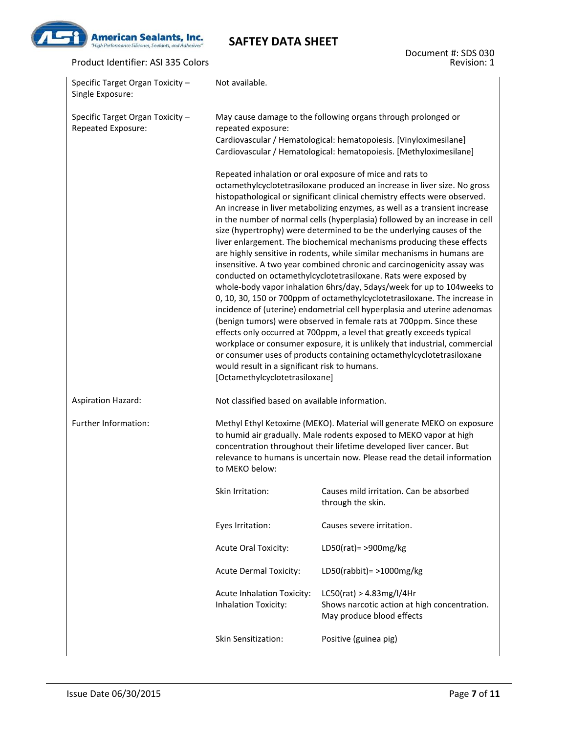| | |
|---|---|
| Specific Target Organ Toxicity – Single Exposure: | Not available. |
| Specific Target Organ Toxicity – Repeated Exposure: | May cause damage to the following organs through prolonged or repeated exposure:<br>Cardiovascular / Hematological: hematopoiesis. [Vinyloximesilane]<br>Cardiovascular / Hematological: hematopoiesis. [Methyloximesilane]<br><br>Repeated inhalation or oral exposure of mice and rats to octamethylcyclotetrasiloxane produced an increase in liver size. No gross histopathological or significant clinical chemistry effects were observed. An increase in liver metabolizing enzymes, as well as a transient increase in the number of normal cells (hyperplasia) followed by an increase in cell size (hypertrophy) were determined to be the underlying causes of the liver enlargement. The biochemical mechanisms producing these effects are highly sensitive in rodents, while similar mechanisms in humans are insensitive. A two year combined chronic and carcinogenicity assay was conducted on octamethylcyclotetrasiloxane. Rats were exposed by whole-body vapor inhalation 6hrs/day, 5days/week for up to 104weeks to 0, 10, 30, 150 or 700ppm of octamethylcyclotetrasiloxane. The increase in incidence of (uterine) endometrial cell hyperplasia and uterine adenomas (benign tumors) were observed in female rats at 700ppm. Since these effects only occurred at 700ppm, a level that greatly exceeds typical workplace or consumer exposure, it is unlikely that industrial, commercial or consumer uses of products containing octamethylcyclotetrasiloxane would result in a significant risk to humans. [Octamethylcyclotetrasiloxane] |
| Aspiration Hazard: | Not classified based on available information. |
| Further Information: | Methyl Ethyl Ketoxime (MEKO). Material will generate MEKO on exposure to humid air gradually. Male rodents exposed to MEKO vapor at high concentration throughout their lifetime developed liver cancer. But relevance to humans is uncertain now. Please read the detail information to MEKO below: |

| | |
|---|---|
| Skin Irritation: | Causes mild irritation. Can be absorbed through the skin. |
| Eyes Irritation: | Causes severe irritation. |
| Acute Oral Toxicity: | LD50(rat)= >900mg/kg |
| Acute Dermal Toxicity: | LD50(rabbit)= >1000mg/kg |
| Acute Inhalation Toxicity:<br>Inhalation Toxicity: | LC50(rat) > 4.83mg/l/4Hr<br>Shows narcotic action at high concentration. May produce blood effects |
| Skin Sensitization: | Positive (guinea pig) |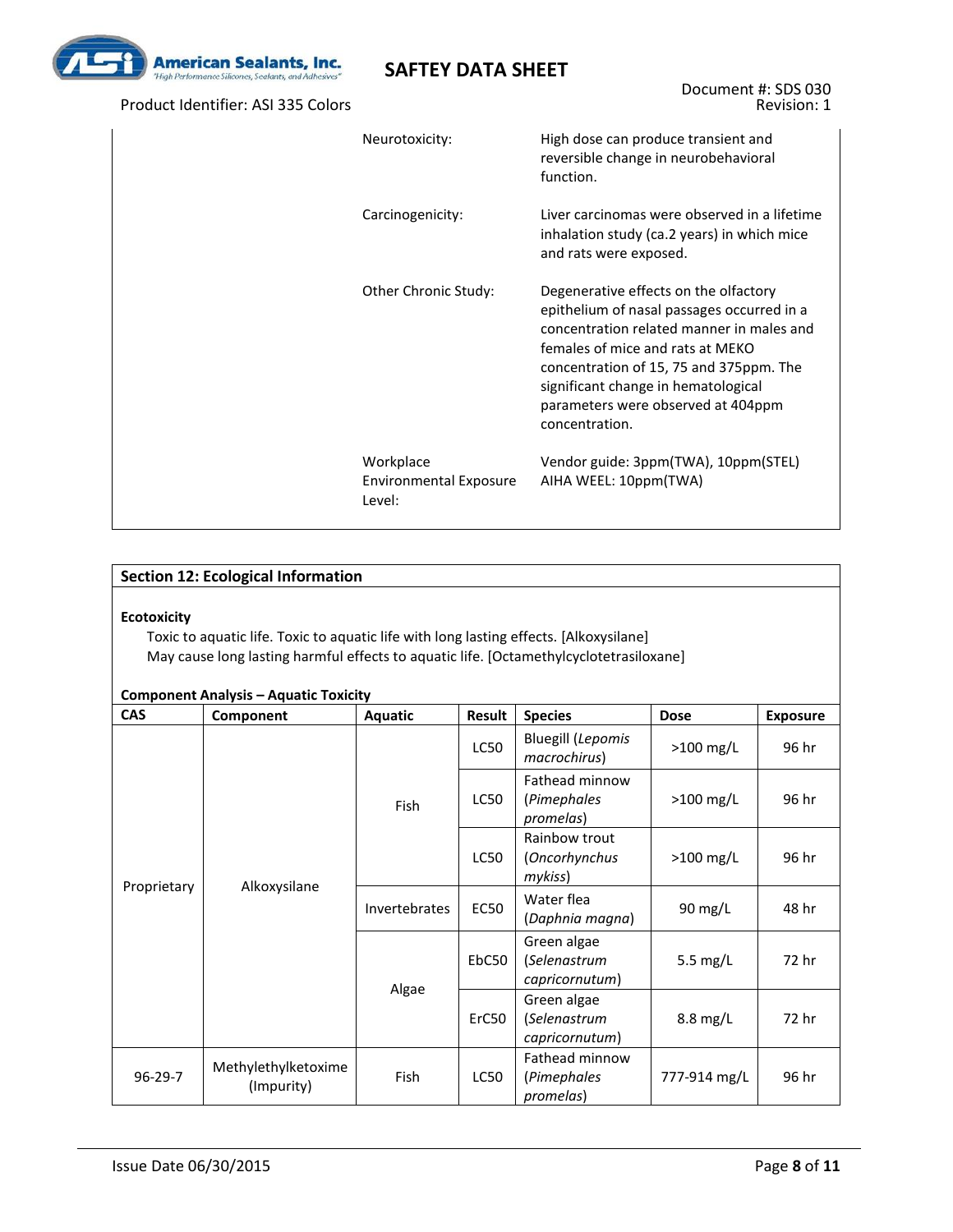| | |
|---|---|
| Neurotoxicity: | High dose can produce transient and reversible change in neurobehavioral function. |
| Carcinogenicity: | Liver carcinomas were observed in a lifetime inhalation study (ca.2 years) in which mice and rats were exposed. |
| Other Chronic Study: | Degenerative effects on the olfactory epithelium of nasal passages occurred in a concentration related manner in males and females of mice and rats at MEKO concentration of 15, 75 and 375ppm. The significant change in hematological parameters were observed at 404ppm concentration. |
| Workplace Environmental Exposure Level: | Vendor guide: 3ppm(TWA), 10ppm(STEL)<br>AIHA WEEL: 10ppm(TWA) |

## Section 12: Ecological Information

**Ecotoxicity**

Toxic to aquatic life. Toxic to aquatic life with long lasting effects. [Alkoxysilane]

May cause long lasting harmful effects to aquatic life. [Octamethylcyclotetrasiloxane]

**Component Analysis – Aquatic Toxicity**

| CAS | Component | Aquatic | Result | Species | Dose | Exposure |
|---|---|---|---|---|---|---|
| Proprietary | Alkoxysilane | Fish | LC50 | Bluegill (*Lepomis macrochirus*) | >100 mg/L | 96 hr |
| | | | LC50 | Fathead minnow (*Pimephales promelas*) | >100 mg/L | 96 hr |
| | | | LC50 | Rainbow trout (*Oncorhynchus mykiss*) | >100 mg/L | 96 hr |
| | | Invertebrates | EC50 | Water flea (*Daphnia magna*) | 90 mg/L | 48 hr |
| | | Algae | EbC50 | Green algae (*Selenastrum capricornutum*) | 5.5 mg/L | 72 hr |
| | | | ErC50 | Green algae (*Selenastrum capricornutum*) | 8.8 mg/L | 72 hr |
| 96-29-7 | Methylethylketoxime (Impurity) | Fish | LC50 | Fathead minnow (*Pimephales promelas*) | 777-914 mg/L | 96 hr |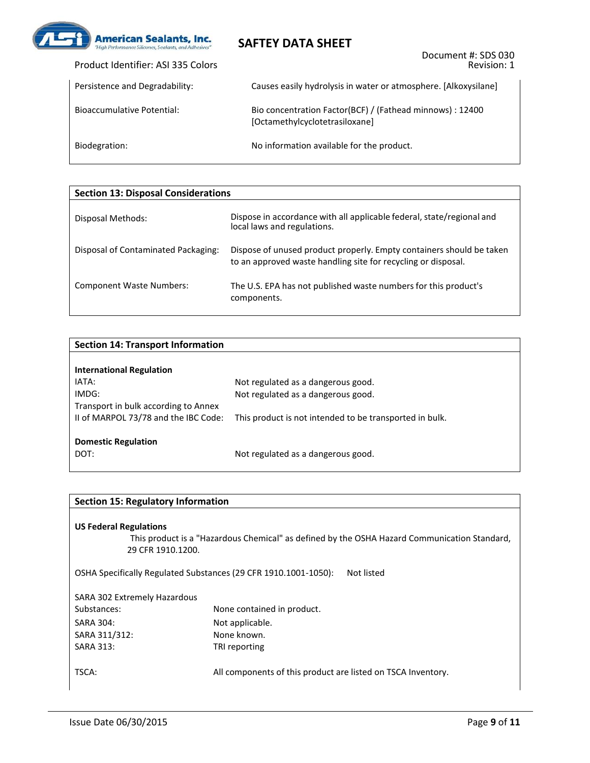| | |
|---|---|
| Persistence and Degradability: | Causes easily hydrolysis in water or atmosphere. [Alkoxysilane] |
| Bioaccumulative Potential: | Bio concentration Factor(BCF) / (Fathead minnows) : 12400 [Octamethylcyclotetrasiloxane] |
| Biodegration: | No information available for the product. |

## Section 13: Disposal Considerations

| | |
|---|---|
| Disposal Methods: | Dispose in accordance with all applicable federal, state/regional and local laws and regulations. |
| Disposal of Contaminated Packaging: | Dispose of unused product properly. Empty containers should be taken to an approved waste handling site for recycling or disposal. |
| Component Waste Numbers: | The U.S. EPA has not published waste numbers for this product's components. |

## Section 14: Transport Information

**International Regulation**

| | |
|---|---|
| IATA: | Not regulated as a dangerous good. |
| IMDG: | Not regulated as a dangerous good. |
| Transport in bulk according to Annex II of MARPOL 73/78 and the IBC Code: | This product is not intended to be transported in bulk. |

**Domestic Regulation**

| | |
|---|---|
| DOT: | Not regulated as a dangerous good. |

## Section 15: Regulatory Information

**US Federal Regulations**

This product is a "Hazardous Chemical" as defined by the OSHA Hazard Communication Standard, 29 CFR 1910.1200.

OSHA Specifically Regulated Substances (29 CFR 1910.1001-1050): Not listed

| | |
|---|---|
| SARA 302 Extremely Hazardous Substances: | None contained in product. |
| SARA 304: | Not applicable. |
| SARA 311/312: | None known. |
| SARA 313: | TRI reporting |
| TSCA: | All components of this product are listed on TSCA Inventory. |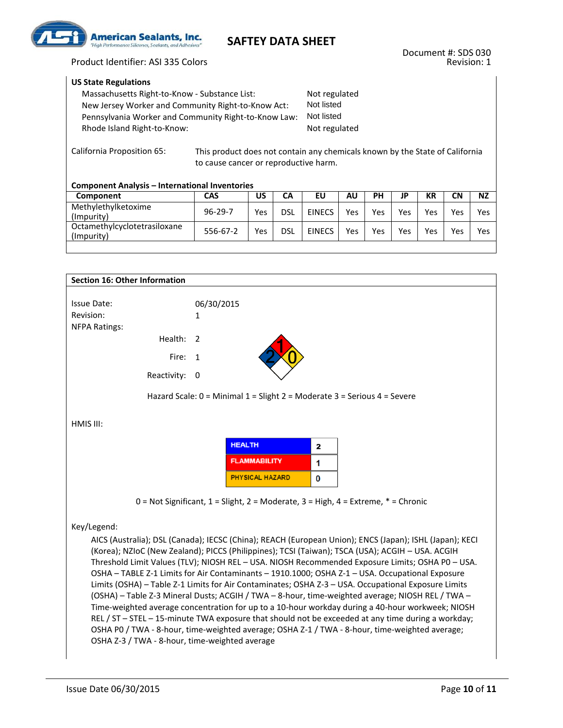**US State Regulations**

| | |
|---|---|
| Massachusetts Right-to-Know - Substance List: | Not regulated |
| New Jersey Worker and Community Right-to-Know Act: | Not listed |
| Pennsylvania Worker and Community Right-to-Know Law: | Not listed |
| Rhode Island Right-to-Know: | Not regulated |

California Proposition 65: This product does not contain any chemicals known by the State of California to cause cancer or reproductive harm.

**Component Analysis – International Inventories**

| Component | CAS | US | CA | EU | AU | PH | JP | KR | CN | NZ |
|---|---|---|---|---|---|---|---|---|---|---|
| Methylethylketoxime (Impurity) | 96-29-7 | Yes | DSL | EINECS | Yes | Yes | Yes | Yes | Yes | Yes |
| Octamethylcyclotetrasiloxane (Impurity) | 556-67-2 | Yes | DSL | EINECS | Yes | Yes | Yes | Yes | Yes | Yes |

## Section 16: Other Information

Issue Date: 06/30/2015

Revision: 1

NFPA Ratings:

- Health: 2
- Fire: 1
- Reactivity: 0

Hazard Scale: 0 = Minimal 1 = Slight 2 = Moderate 3 = Serious 4 = Severe

HMIS III:

| | |
|---|---|
| HEALTH | 2 |
| FLAMMABILITY | 1 |
| PHYSICAL HAZARD | 0 |

0 = Not Significant, 1 = Slight, 2 = Moderate, 3 = High, 4 = Extreme, * = Chronic

Key/Legend:

AICS (Australia); DSL (Canada); IECSC (China); REACH (European Union); ENCS (Japan); ISHL (Japan); KECI (Korea); NZIoC (New Zealand); PICCS (Philippines); TCSI (Taiwan); TSCA (USA); ACGIH – USA. ACGIH Threshold Limit Values (TLV); NIOSH REL – USA. NIOSH Recommended Exposure Limits; OSHA P0 – USA. OSHA – TABLE Z-1 Limits for Air Contaminants – 1910.1000; OSHA Z-1 – USA. Occupational Exposure Limits (OSHA) – Table Z-1 Limits for Air Contaminates; OSHA Z-3 – USA. Occupational Exposure Limits (OSHA) – Table Z-3 Mineral Dusts; ACGIH / TWA – 8-hour, time-weighted average; NIOSH REL / TWA – Time-weighted average concentration for up to a 10-hour workday during a 40-hour workweek; NIOSH REL / ST – STEL – 15-minute TWA exposure that should not be exceeded at any time during a workday; OSHA P0 / TWA - 8-hour, time-weighted average; OSHA Z-1 / TWA - 8-hour, time-weighted average; OSHA Z-3 / TWA - 8-hour, time-weighted average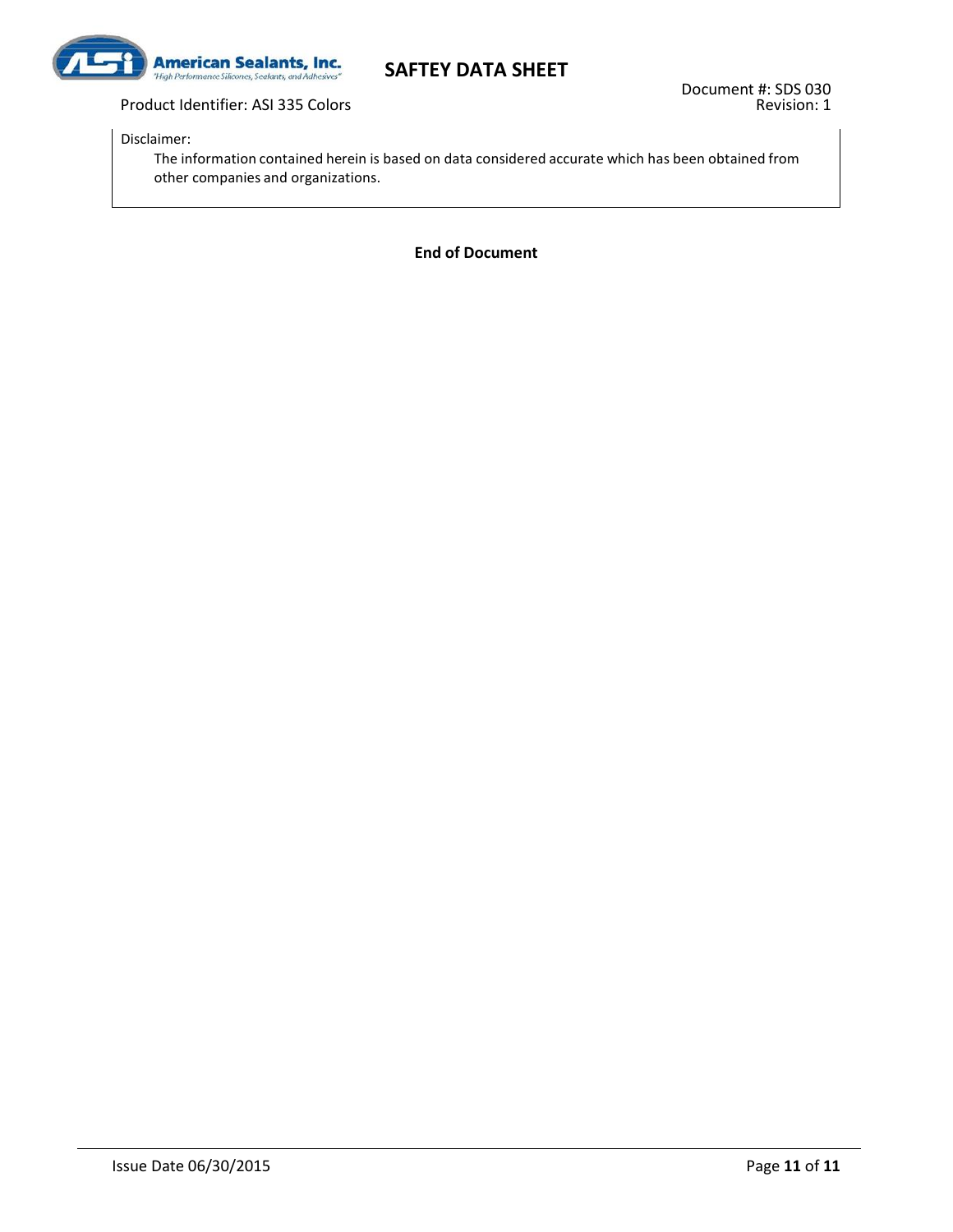Disclaimer:

The information contained herein is based on data considered accurate which has been obtained from other companies and organizations.

**End of Document**